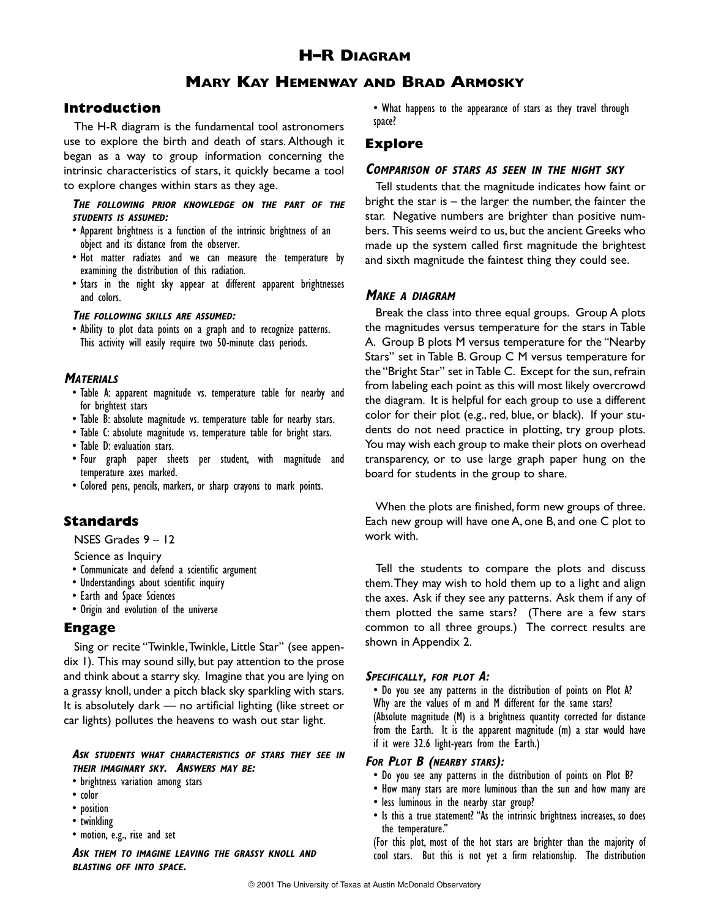# H–R Diagram

## Mary Kay Hemenway and Brad Armosky

## Introduction

The H-R diagram is the fundamental tool astronomers use to explore the birth and death of stars. Although it began as a way to group information concerning the intrinsic characteristics of stars, it quickly became a tool to explore changes within stars as they age.

***The following prior knowledge on the part of the students is assumed:***

- Apparent brightness is a function of the intrinsic brightness of an object and its distance from the observer.
- Hot matter radiates and we can measure the temperature by examining the distribution of this radiation.
- Stars in the night sky appear at different apparent brightnesses and colors.

***The following skills are assumed:***

- Ability to plot data points on a graph and to recognize patterns. This activity will easily require two 50-minute class periods.

### *Materials*

- Table A: apparent magnitude vs. temperature table for nearby and for brightest stars
- Table B: absolute magnitude vs. temperature table for nearby stars.
- Table C: absolute magnitude vs. temperature table for bright stars.
- Table D: evaluation stars.
- Four graph paper sheets per student, with magnitude and temperature axes marked.
- Colored pens, pencils, markers, or sharp crayons to mark points.

## Standards

NSES Grades 9 – 12

Science as Inquiry

- Communicate and defend a scientific argument
- Understandings about scientific inquiry
- Earth and Space Sciences
- Origin and evolution of the universe

## Engage

Sing or recite "Twinkle, Twinkle, Little Star" (see appendix 1). This may sound silly, but pay attention to the prose and think about a starry sky. Imagine that you are lying on a grassy knoll, under a pitch black sky sparkling with stars. It is absolutely dark — no artificial lighting (like street or car lights) pollutes the heavens to wash out star light.

***Ask students what characteristics of stars they see in their imaginary sky. Answers may be:***

- brightness variation among stars
- color
- position
- twinkling
- motion, e.g., rise and set

***Ask them to imagine leaving the grassy knoll and blasting off into space.***

- What happens to the appearance of stars as they travel through space?

## Explore

### *Comparison of stars as seen in the night sky*

Tell students that the magnitude indicates how faint or bright the star is – the larger the number, the fainter the star. Negative numbers are brighter than positive numbers. This seems weird to us, but the ancient Greeks who made up the system called first magnitude the brightest and sixth magnitude the faintest thing they could see.

### *Make a diagram*

Break the class into three equal groups. Group A plots the magnitudes versus temperature for the stars in Table A. Group B plots M versus temperature for the "Nearby Stars" set in Table B. Group C M versus temperature for the "Bright Star" set in Table C. Except for the sun, refrain from labeling each point as this will most likely overcrowd the diagram. It is helpful for each group to use a different color for their plot (e.g., red, blue, or black). If your students do not need practice in plotting, try group plots. You may wish each group to make their plots on overhead transparency, or to use large graph paper hung on the board for students in the group to share.

When the plots are finished, form new groups of three. Each new group will have one A, one B, and one C plot to work with.

Tell the students to compare the plots and discuss them. They may wish to hold them up to a light and align the axes. Ask if they see any patterns. Ask them if any of them plotted the same stars? (There are a few stars common to all three groups.) The correct results are shown in Appendix 2.

***Specifically, for plot A:***

- Do you see any patterns in the distribution of points on Plot A? Why are the values of m and M different for the same stars? (Absolute magnitude (M) is a brightness quantity corrected for distance from the Earth. It is the apparent magnitude (m) a star would have if it were 32.6 light-years from the Earth.)

***For Plot B (nearby stars):***

- Do you see any patterns in the distribution of points on Plot B?
- How many stars are more luminous than the sun and how many are
- less luminous in the nearby star group?
- Is this a true statement? "As the intrinsic brightness increases, so does the temperature."

(For this plot, most of the hot stars are brighter than the majority of cool stars. But this is not yet a firm relationship. The distribution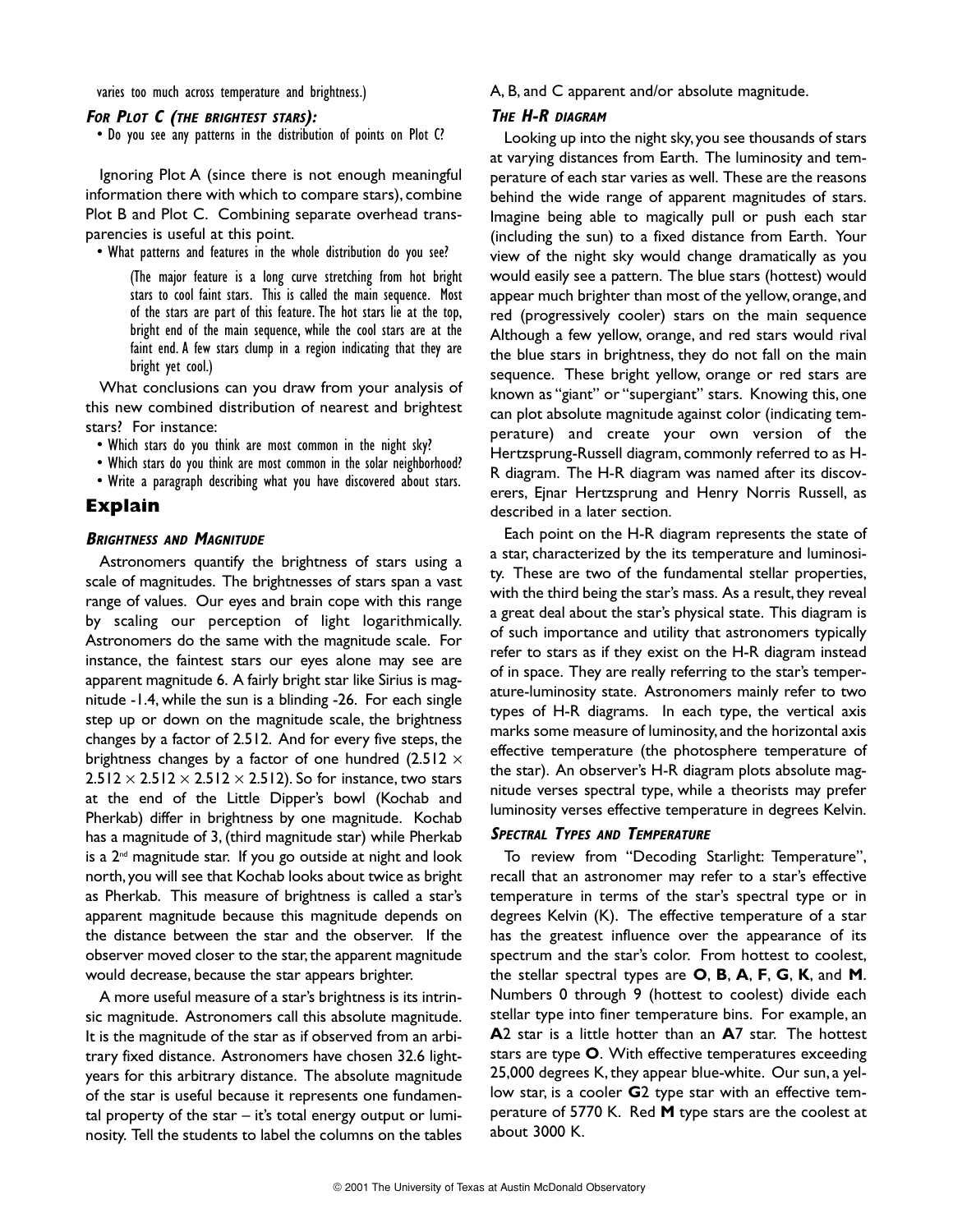varies too much across temperature and brightness.)

***For Plot C (the brightest stars):***

- Do you see any patterns in the distribution of points on Plot C?

Ignoring Plot A (since there is not enough meaningful information there with which to compare stars), combine Plot B and Plot C. Combining separate overhead transparencies is useful at this point.

- What patterns and features in the whole distribution do you see?

  (The major feature is a long curve stretching from hot bright stars to cool faint stars. This is called the main sequence. Most of the stars are part of this feature. The hot stars lie at the top, bright end of the main sequence, while the cool stars are at the faint end. A few stars clump in a region indicating that they are bright yet cool.)

What conclusions can you draw from your analysis of this new combined distribution of nearest and brightest stars? For instance:

- Which stars do you think are most common in the night sky?
- Which stars do you think are most common in the solar neighborhood?
- Write a paragraph describing what you have discovered about stars.

## Explain

***Brightness and Magnitude***

Astronomers quantify the brightness of stars using a scale of magnitudes. The brightnesses of stars span a vast range of values. Our eyes and brain cope with this range by scaling our perception of light logarithmically. Astronomers do the same with the magnitude scale. For instance, the faintest stars our eyes alone may see are apparent magnitude 6. A fairly bright star like Sirius is magnitude -1.4, while the sun is a blinding -26. For each single step up or down on the magnitude scale, the brightness changes by a factor of 2.512. And for every five steps, the brightness changes by a factor of one hundred ($2.512 \times 2.512 \times 2.512 \times 2.512 \times 2.512$). So for instance, two stars at the end of the Little Dipper's bowl (Kochab and Pherkab) differ in brightness by one magnitude. Kochab has a magnitude of 3, (third magnitude star) while Pherkab is a 2nd magnitude star. If you go outside at night and look north, you will see that Kochab looks about twice as bright as Pherkab. This measure of brightness is called a star's apparent magnitude because this magnitude depends on the distance between the star and the observer. If the observer moved closer to the star, the apparent magnitude would decrease, because the star appears brighter.

A more useful measure of a star's brightness is its intrinsic magnitude. Astronomers call this absolute magnitude. It is the magnitude of the star as if observed from an arbitrary fixed distance. Astronomers have chosen 32.6 light-years for this arbitrary distance. The absolute magnitude of the star is useful because it represents one fundamental property of the star – it's total energy output or luminosity. Tell the students to label the columns on the tables A, B, and C apparent and/or absolute magnitude.

***The H-R Diagram***

Looking up into the night sky, you see thousands of stars at varying distances from Earth. The luminosity and temperature of each star varies as well. These are the reasons behind the wide range of apparent magnitudes of stars. Imagine being able to magically pull or push each star (including the sun) to a fixed distance from Earth. Your view of the night sky would change dramatically as you would easily see a pattern. The blue stars (hottest) would appear much brighter than most of the yellow, orange, and red (progressively cooler) stars on the main sequence Although a few yellow, orange, and red stars would rival the blue stars in brightness, they do not fall on the main sequence. These bright yellow, orange or red stars are known as "giant" or "supergiant" stars. Knowing this, one can plot absolute magnitude against color (indicating temperature) and create your own version of the Hertzsprung-Russell diagram, commonly referred to as H-R diagram. The H-R diagram was named after its discoverers, Ejnar Hertzsprung and Henry Norris Russell, as described in a later section.

Each point on the H-R diagram represents the state of a star, characterized by the its temperature and luminosity. These are two of the fundamental stellar properties, with the third being the star's mass. As a result, they reveal a great deal about the star's physical state. This diagram is of such importance and utility that astronomers typically refer to stars as if they exist on the H-R diagram instead of in space. They are really referring to the star's temperature-luminosity state. Astronomers mainly refer to two types of H-R diagrams. In each type, the vertical axis marks some measure of luminosity, and the horizontal axis effective temperature (the photosphere temperature of the star). An observer's H-R diagram plots absolute magnitude verses spectral type, while a theorists may prefer luminosity verses effective temperature in degrees Kelvin.

***Spectral Types and Temperature***

To review from "Decoding Starlight: Temperature", recall that an astronomer may refer to a star's effective temperature in terms of the star's spectral type or in degrees Kelvin (K). The effective temperature of a star has the greatest influence over the appearance of its spectrum and the star's color. From hottest to coolest, the stellar spectral types are **O**, **B**, **A**, **F**, **G**, **K**, and **M**. Numbers 0 through 9 (hottest to coolest) divide each stellar type into finer temperature bins. For example, an **A**2 star is a little hotter than an **A**7 star. The hottest stars are type **O**. With effective temperatures exceeding 25,000 degrees K, they appear blue-white. Our sun, a yellow star, is a cooler **G**2 type star with an effective temperature of 5770 K. Red **M** type stars are the coolest at about 3000 K.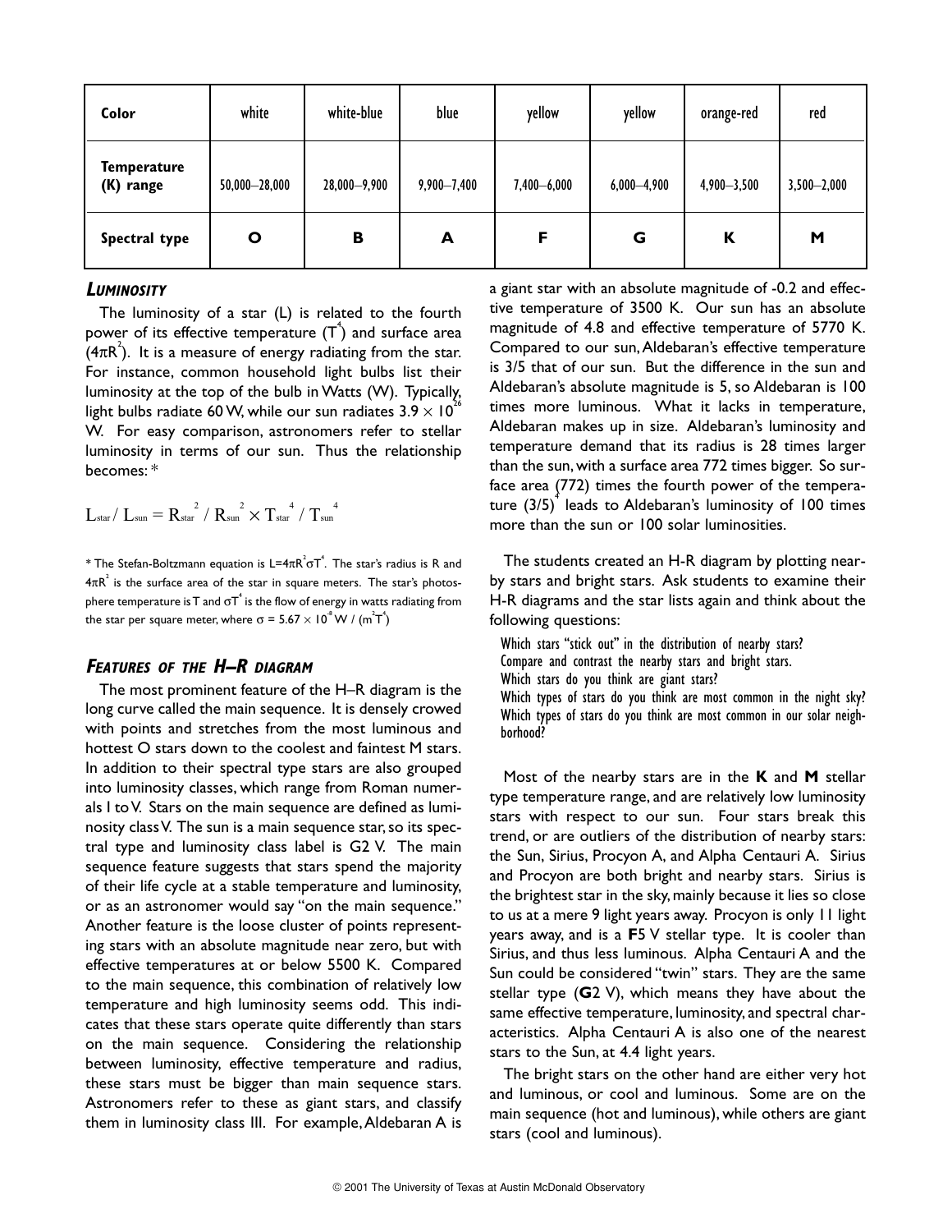| Color | white | white-blue | blue | yellow | yellow | orange-red | red |
|---|---|---|---|---|---|---|---|
| Temperature (K) range | 50,000—28,000 | 28,000—9,900 | 9,900—7,400 | 7,400—6,000 | 6,000—4,900 | 4,900—3,500 | 3,500—2,000 |
| Spectral type | O | B | A | F | G | K | M |

### *LUMINOSITY*

The luminosity of a star (L) is related to the fourth power of its effective temperature ($T^4$) and surface area ($4\pi R^2$). It is a measure of energy radiating from the star. For instance, common household light bulbs list their luminosity at the top of the bulb in Watts (W). Typically, light bulbs radiate 60 W, while our sun radiates $3.9 \times 10^{26}$ W. For easy comparison, astronomers refer to stellar luminosity in terms of our sun. Thus the relationship becomes: *

$$L_{star} / L_{sun} = R_{star}^2 / R_{sun}^2 \times T_{star}^4 / T_{sun}^4$$

* The Stefan-Boltzmann equation is $L=4\pi R^2 \sigma T^4$. The star's radius is R and $4\pi R^2$ is the surface area of the star in square meters. The star's photosphere temperature is T and $\sigma T^4$ is the flow of energy in watts radiating from the star per square meter, where $\sigma = 5.67 \times 10^{-8}$ W / ($m^2 T^4$)

### *FEATURES OF THE H–R DIAGRAM*

The most prominent feature of the H–R diagram is the long curve called the main sequence. It is densely crowed with points and stretches from the most luminous and hottest O stars down to the coolest and faintest M stars. In addition to their spectral type stars are also grouped into luminosity classes, which range from Roman numerals I to V. Stars on the main sequence are defined as luminosity class V. The sun is a main sequence star, so its spectral type and luminosity class label is G2 V. The main sequence feature suggests that stars spend the majority of their life cycle at a stable temperature and luminosity, or as an astronomer would say "on the main sequence." Another feature is the loose cluster of points representing stars with an absolute magnitude near zero, but with effective temperatures at or below 5500 K. Compared to the main sequence, this combination of relatively low temperature and high luminosity seems odd. This indicates that these stars operate quite differently than stars on the main sequence. Considering the relationship between luminosity, effective temperature and radius, these stars must be bigger than main sequence stars. Astronomers refer to these as giant stars, and classify them in luminosity class III. For example, Aldebaran A is a giant star with an absolute magnitude of -0.2 and effective temperature of 3500 K. Our sun has an absolute magnitude of 4.8 and effective temperature of 5770 K. Compared to our sun, Aldebaran's effective temperature is 3/5 that of our sun. But the difference in the sun and Aldebaran's absolute magnitude is 5, so Aldebaran is 100 times more luminous. What it lacks in temperature, Aldebaran makes up in size. Aldebaran's luminosity and temperature demand that its radius is 28 times larger than the sun, with a surface area 772 times bigger. So surface area (772) times the fourth power of the temperature $(3/5)^4$ leads to Aldebaran's luminosity of 100 times more than the sun or 100 solar luminosities.

The students created an H-R diagram by plotting nearby stars and bright stars. Ask students to examine their H-R diagrams and the star lists again and think about the following questions:

Which stars "stick out" in the distribution of nearby stars?
Compare and contrast the nearby stars and bright stars.
Which stars do you think are giant stars?
Which types of stars do you think are most common in the night sky?
Which types of stars do you think are most common in our solar neighborhood?

Most of the nearby stars are in the **K** and **M** stellar type temperature range, and are relatively low luminosity stars with respect to our sun. Four stars break this trend, or are outliers of the distribution of nearby stars: the Sun, Sirius, Procyon A, and Alpha Centauri A. Sirius and Procyon are both bright and nearby stars. Sirius is the brightest star in the sky, mainly because it lies so close to us at a mere 9 light years away. Procyon is only 11 light years away, and is a **F**5 V stellar type. It is cooler than Sirius, and thus less luminous. Alpha Centauri A and the Sun could be considered "twin" stars. They are the same stellar type (**G**2 V), which means they have about the same effective temperature, luminosity, and spectral characteristics. Alpha Centauri A is also one of the nearest stars to the Sun, at 4.4 light years.

The bright stars on the other hand are either very hot and luminous, or cool and luminous. Some are on the main sequence (hot and luminous), while others are giant stars (cool and luminous).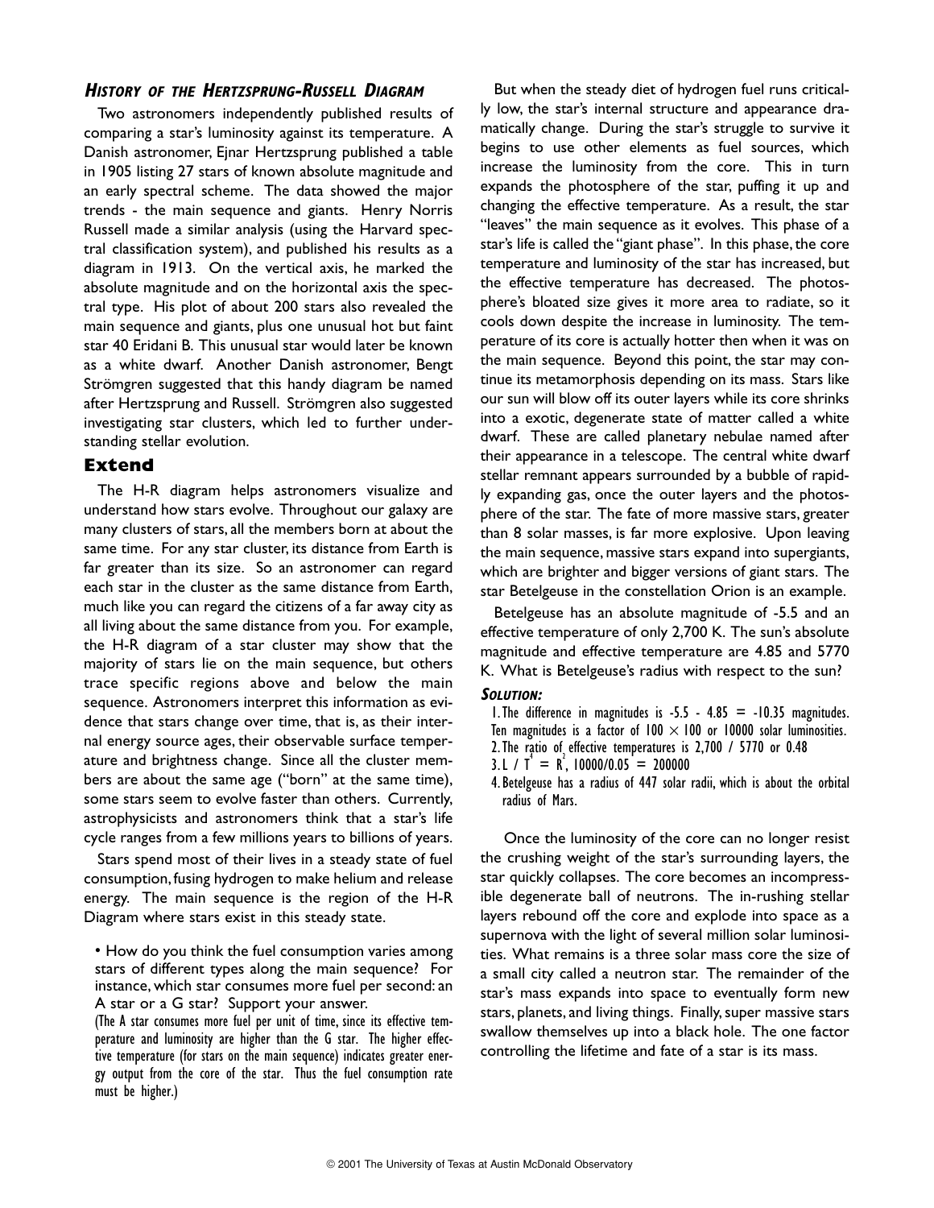### *History of the Hertzsprung-Russell Diagram*

Two astronomers independently published results of comparing a star's luminosity against its temperature. A Danish astronomer, Ejnar Hertzsprung published a table in 1905 listing 27 stars of known absolute magnitude and an early spectral scheme. The data showed the major trends - the main sequence and giants. Henry Norris Russell made a similar analysis (using the Harvard spectral classification system), and published his results as a diagram in 1913. On the vertical axis, he marked the absolute magnitude and on the horizontal axis the spectral type. His plot of about 200 stars also revealed the main sequence and giants, plus one unusual hot but faint star 40 Eridani B. This unusual star would later be known as a white dwarf. Another Danish astronomer, Bengt Strömgren suggested that this handy diagram be named after Hertzsprung and Russell. Strömgren also suggested investigating star clusters, which led to further understanding stellar evolution.

## Extend

The H-R diagram helps astronomers visualize and understand how stars evolve. Throughout our galaxy are many clusters of stars, all the members born at about the same time. For any star cluster, its distance from Earth is far greater than its size. So an astronomer can regard each star in the cluster as the same distance from Earth, much like you can regard the citizens of a far away city as all living about the same distance from you. For example, the H-R diagram of a star cluster may show that the majority of stars lie on the main sequence, but others trace specific regions above and below the main sequence. Astronomers interpret this information as evidence that stars change over time, that is, as their internal energy source ages, their observable surface temperature and brightness change. Since all the cluster members are about the same age ("born" at the same time), some stars seem to evolve faster than others. Currently, astrophysicists and astronomers think that a star's life cycle ranges from a few millions years to billions of years.

Stars spend most of their lives in a steady state of fuel consumption, fusing hydrogen to make helium and release energy. The main sequence is the region of the H-R Diagram where stars exist in this steady state.

- How do you think the fuel consumption varies among stars of different types along the main sequence? For instance, which star consumes more fuel per second: an A star or a G star? Support your answer.

(The A star consumes more fuel per unit of time, since its effective temperature and luminosity are higher than the G star. The higher effective temperature (for stars on the main sequence) indicates greater energy output from the core of the star. Thus the fuel consumption rate must be higher.)

But when the steady diet of hydrogen fuel runs critically low, the star's internal structure and appearance dramatically change. During the star's struggle to survive it begins to use other elements as fuel sources, which increase the luminosity from the core. This in turn expands the photosphere of the star, puffing it up and changing the effective temperature. As a result, the star "leaves" the main sequence as it evolves. This phase of a star's life is called the "giant phase". In this phase, the core temperature and luminosity of the star has increased, but the effective temperature has decreased. The photosphere's bloated size gives it more area to radiate, so it cools down despite the increase in luminosity. The temperature of its core is actually hotter then when it was on the main sequence. Beyond this point, the star may continue its metamorphosis depending on its mass. Stars like our sun will blow off its outer layers while its core shrinks into a exotic, degenerate state of matter called a white dwarf. These are called planetary nebulae named after their appearance in a telescope. The central white dwarf stellar remnant appears surrounded by a bubble of rapidly expanding gas, once the outer layers and the photosphere of the star. The fate of more massive stars, greater than 8 solar masses, is far more explosive. Upon leaving the main sequence, massive stars expand into supergiants, which are brighter and bigger versions of giant stars. The star Betelgeuse in the constellation Orion is an example.

Betelgeuse has an absolute magnitude of -5.5 and an effective temperature of only 2,700 K. The sun's absolute magnitude and effective temperature are 4.85 and 5770 K. What is Betelgeuse's radius with respect to the sun?

***Solution:***

1. The difference in magnitudes is -5.5 - 4.85 = -10.35 magnitudes. Ten magnitudes is a factor of $100 \times 100$ or 10000 solar luminosities.
2. The ratio of effective temperatures is 2,700 / 5770 or 0.48
3. $L / T^4 = R^2$, 10000/0.05 = 200000
4. Betelgeuse has a radius of 447 solar radii, which is about the orbital radius of Mars.

Once the luminosity of the core can no longer resist the crushing weight of the star's surrounding layers, the star quickly collapses. The core becomes an incompressible degenerate ball of neutrons. The in-rushing stellar layers rebound off the core and explode into space as a supernova with the light of several million solar luminosities. What remains is a three solar mass core the size of a small city called a neutron star. The remainder of the star's mass expands into space to eventually form new stars, planets, and living things. Finally, super massive stars swallow themselves up into a black hole. The one factor controlling the lifetime and fate of a star is its mass.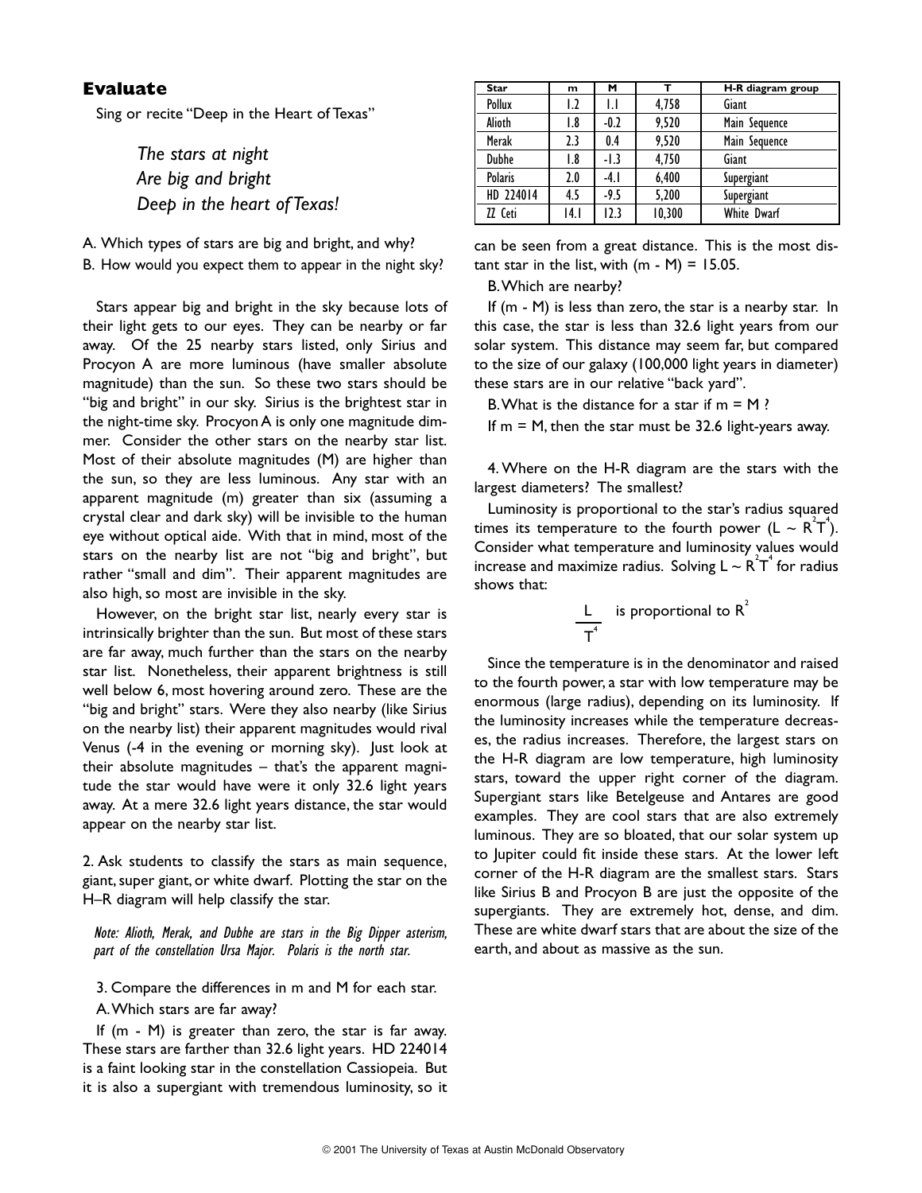### Evaluate

Sing or recite "Deep in the Heart of Texas"

*The stars at night*
*Are big and bright*
*Deep in the heart of Texas!*

A. Which types of stars are big and bright, and why?

B. How would you expect them to appear in the night sky?

Stars appear big and bright in the sky because lots of their light gets to our eyes. They can be nearby or far away. Of the 25 nearby stars listed, only Sirius and Procyon A are more luminous (have smaller absolute magnitude) than the sun. So these two stars should be "big and bright" in our sky. Sirius is the brightest star in the night-time sky. Procyon A is only one magnitude dimmer. Consider the other stars on the nearby star list. Most of their absolute magnitudes (M) are higher than the sun, so they are less luminous. Any star with an apparent magnitude (m) greater than six (assuming a crystal clear and dark sky) will be invisible to the human eye without optical aide. With that in mind, most of the stars on the nearby list are not "big and bright", but rather "small and dim". Their apparent magnitudes are also high, so most are invisible in the sky.

However, on the bright star list, nearly every star is intrinsically brighter than the sun. But most of these stars are far away, much further than the stars on the nearby star list. Nonetheless, their apparent brightness is still well below 6, most hovering around zero. These are the "big and bright" stars. Were they also nearby (like Sirius on the nearby list) their apparent magnitudes would rival Venus (-4 in the evening or morning sky). Just look at their absolute magnitudes – that's the apparent magnitude the star would have were it only 32.6 light years away. At a mere 32.6 light years distance, the star would appear on the nearby star list.

2. Ask students to classify the stars as main sequence, giant, super giant, or white dwarf. Plotting the star on the H–R diagram will help classify the star.

*Note: Alioth, Merak, and Dubhe are stars in the Big Dipper asterism, part of the constellation Ursa Major. Polaris is the north star.*

| Star | m | M | T | H-R diagram group |
|---|---|---|---|---|
| Pollux | 1.2 | 1.1 | 4,758 | Giant |
| Alioth | 1.8 | -0.2 | 9,520 | Main Sequence |
| Merak | 2.3 | 0.4 | 9,520 | Main Sequence |
| Dubhe | 1.8 | -1.3 | 4,750 | Giant |
| Polaris | 2.0 | -4.1 | 6,400 | Supergiant |
| HD 224014 | 4.5 | -9.5 | 5,200 | Supergiant |
| ZZ Ceti | 14.1 | 12.3 | 10,300 | White Dwarf |

3. Compare the differences in m and M for each star.

A. Which stars are far away?

If (m - M) is greater than zero, the star is far away. These stars are farther than 32.6 light years. HD 224014 is a faint looking star in the constellation Cassiopeia. But it is also a supergiant with tremendous luminosity, so it can be seen from a great distance. This is the most distant star in the list, with (m - M) = 15.05.

B. Which are nearby?

If (m - M) is less than zero, the star is a nearby star. In this case, the star is less than 32.6 light years from our solar system. This distance may seem far, but compared to the size of our galaxy (100,000 light years in diameter) these stars are in our relative "back yard".

B. What is the distance for a star if m = M ?

If m = M, then the star must be 32.6 light-years away.

4. Where on the H-R diagram are the stars with the largest diameters? The smallest?

Luminosity is proportional to the star's radius squared times its temperature to the fourth power ($L \sim R^2T^4$). Consider what temperature and luminosity values would increase and maximize radius. Solving $L \sim R^2T^4$ for radius shows that:

$$\frac{L}{T^4} \text{ is proportional to } R^2$$

Since the temperature is in the denominator and raised to the fourth power, a star with low temperature may be enormous (large radius), depending on its luminosity. If the luminosity increases while the temperature decreases, the radius increases. Therefore, the largest stars on the H-R diagram are low temperature, high luminosity stars, toward the upper right corner of the diagram. Supergiant stars like Betelgeuse and Antares are good examples. They are cool stars that are also extremely luminous. They are so bloated, that our solar system up to Jupiter could fit inside these stars. At the lower left corner of the H-R diagram are the smallest stars. Stars like Sirius B and Procyon B are just the opposite of the supergiants. They are extremely hot, dense, and dim. These are white dwarf stars that are about the size of the earth, and about as massive as the sun.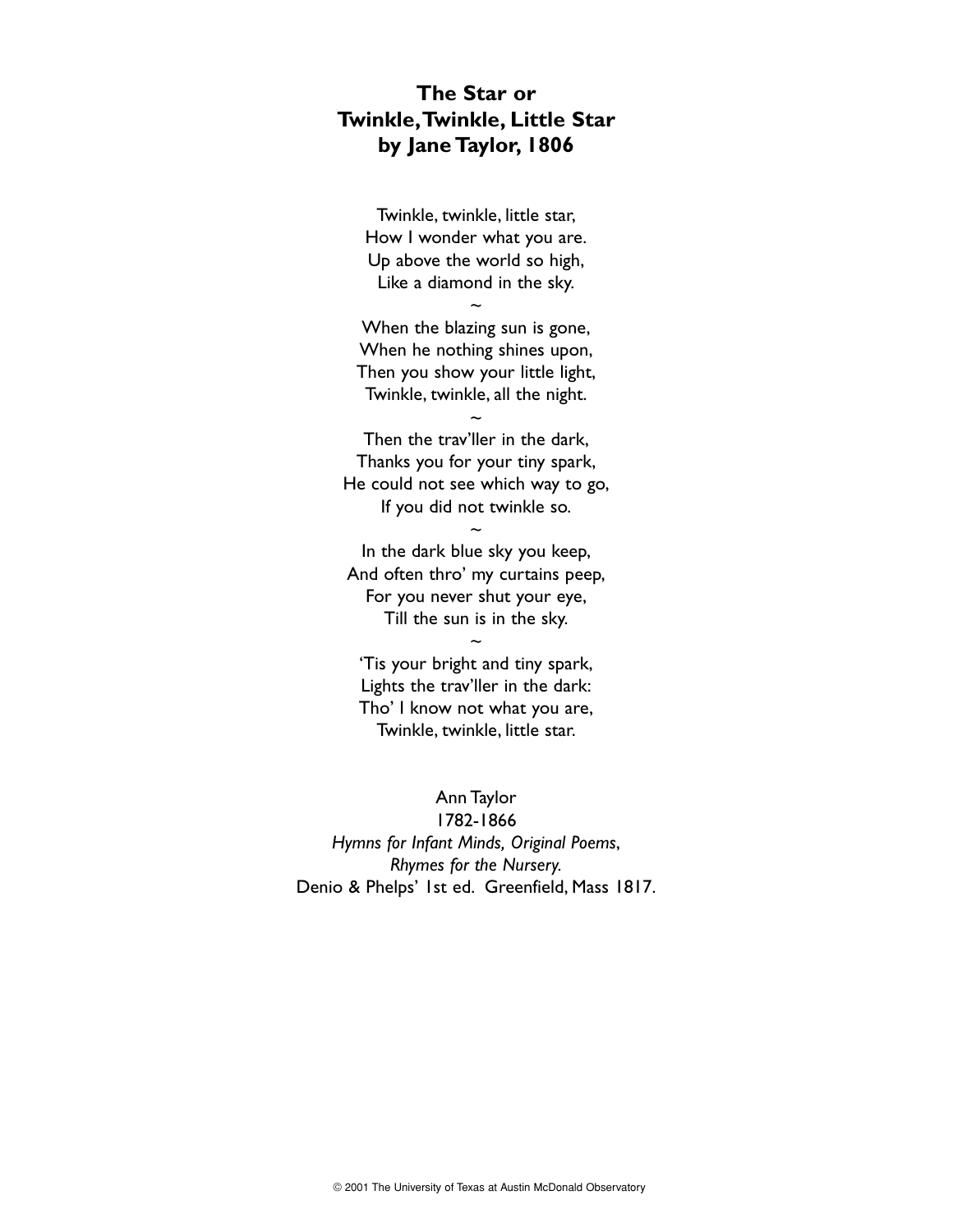## The Star or Twinkle, Twinkle, Little Star by Jane Taylor, 1806

Twinkle, twinkle, little star,
How I wonder what you are.
Up above the world so high,
Like a diamond in the sky.

~

When the blazing sun is gone,
When he nothing shines upon,
Then you show your little light,
Twinkle, twinkle, all the night.

~

Then the trav'ller in the dark,
Thanks you for your tiny spark,
He could not see which way to go,
If you did not twinkle so.

~

In the dark blue sky you keep,
And often thro' my curtains peep,
For you never shut your eye,
Till the sun is in the sky.

~

'Tis your bright and tiny spark,
Lights the trav'ller in the dark:
Tho' I know not what you are,
Twinkle, twinkle, little star.

Ann Taylor
1782-1866
*Hymns for Infant Minds, Original Poems*,
*Rhymes for the Nursery.*
Denio & Phelps' 1st ed. Greenfield, Mass 1817.

© 2001 The University of Texas at Austin McDonald Observatory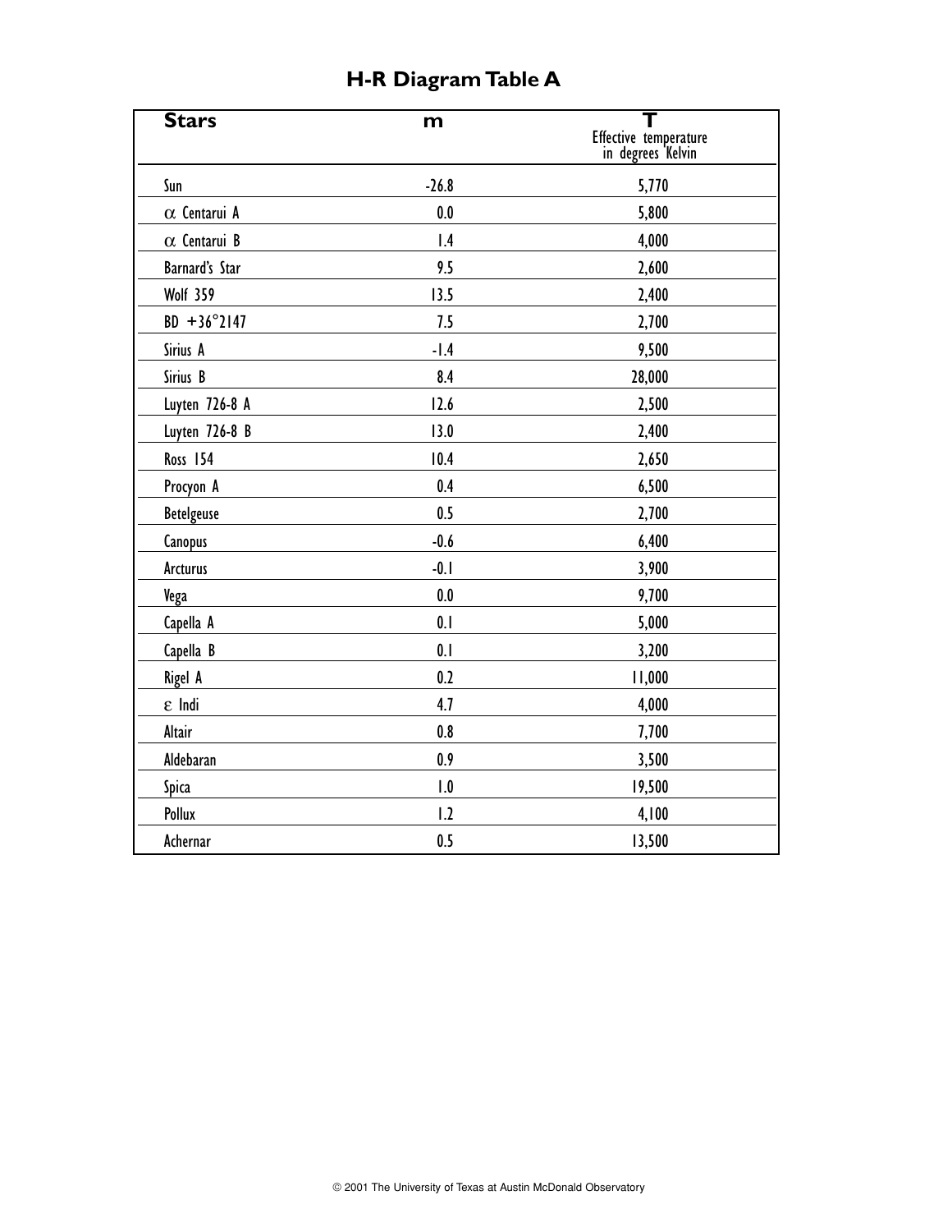# H-R Diagram Table A

| Stars | m | T<br>Effective temperature in degrees Kelvin |
|---|---|---|
| Sun | -26.8 | 5,770 |
| $\alpha$ Centarui A | 0.0 | 5,800 |
| $\alpha$ Centarui B | 1.4 | 4,000 |
| Barnard's Star | 9.5 | 2,600 |
| Wolf 359 | 13.5 | 2,400 |
| BD +36°2147 | 7.5 | 2,700 |
| Sirius A | -1.4 | 9,500 |
| Sirius B | 8.4 | 28,000 |
| Luyten 726-8 A | 12.6 | 2,500 |
| Luyten 726-8 B | 13.0 | 2,400 |
| Ross 154 | 10.4 | 2,650 |
| Procyon A | 0.4 | 6,500 |
| Betelgeuse | 0.5 | 2,700 |
| Canopus | -0.6 | 6,400 |
| Arcturus | -0.1 | 3,900 |
| Vega | 0.0 | 9,700 |
| Capella A | 0.1 | 5,000 |
| Capella B | 0.1 | 3,200 |
| Rigel A | 0.2 | 11,000 |
| $\varepsilon$ Indi | 4.7 | 4,000 |
| Altair | 0.8 | 7,700 |
| Aldebaran | 0.9 | 3,500 |
| Spica | 1.0 | 19,500 |
| Pollux | 1.2 | 4,100 |
| Achernar | 0.5 | 13,500 |

© 2001 The University of Texas at Austin McDonald Observatory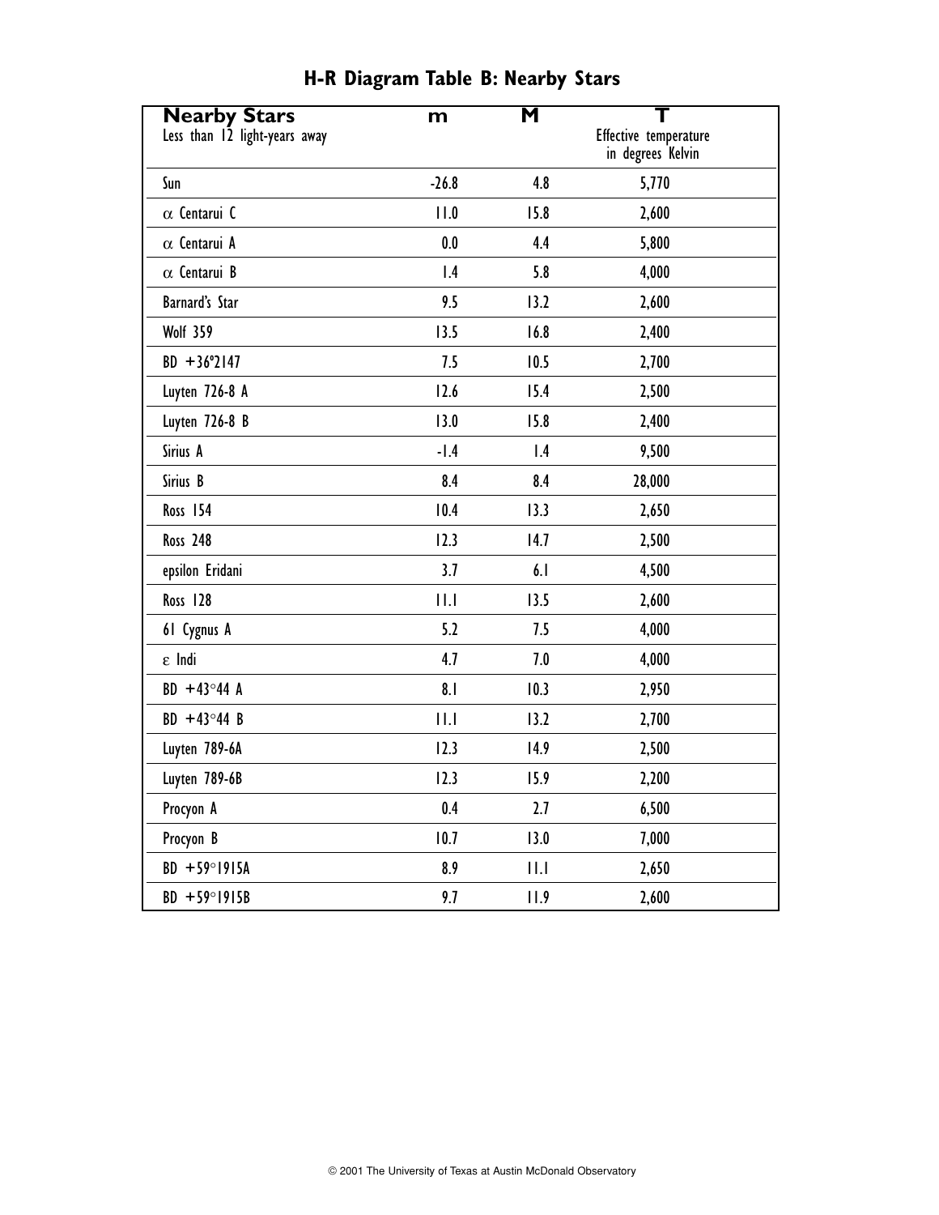# H-R Diagram Table B: Nearby Stars

| **Nearby Stars**<br>Less than 12 light-years away | **m** | **M** | **T**<br>Effective temperature in degrees Kelvin |
|---|---|---|---|
| Sun | -26.8 | 4.8 | 5,770 |
| $\alpha$ Centarui C | 11.0 | 15.8 | 2,600 |
| $\alpha$ Centarui A | 0.0 | 4.4 | 5,800 |
| $\alpha$ Centarui B | 1.4 | 5.8 | 4,000 |
| Barnard's Star | 9.5 | 13.2 | 2,600 |
| Wolf 359 | 13.5 | 16.8 | 2,400 |
| BD +36°2147 | 7.5 | 10.5 | 2,700 |
| Luyten 726-8 A | 12.6 | 15.4 | 2,500 |
| Luyten 726-8 B | 13.0 | 15.8 | 2,400 |
| Sirius A | -1.4 | 1.4 | 9,500 |
| Sirius B | 8.4 | 8.4 | 28,000 |
| Ross 154 | 10.4 | 13.3 | 2,650 |
| Ross 248 | 12.3 | 14.7 | 2,500 |
| epsilon Eridani | 3.7 | 6.1 | 4,500 |
| Ross 128 | 11.1 | 13.5 | 2,600 |
| 61 Cygnus A | 5.2 | 7.5 | 4,000 |
| $\varepsilon$ Indi | 4.7 | 7.0 | 4,000 |
| BD +43°44 A | 8.1 | 10.3 | 2,950 |
| BD +43°44 B | 11.1 | 13.2 | 2,700 |
| Luyten 789-6A | 12.3 | 14.9 | 2,500 |
| Luyten 789-6B | 12.3 | 15.9 | 2,200 |
| Procyon A | 0.4 | 2.7 | 6,500 |
| Procyon B | 10.7 | 13.0 | 7,000 |
| BD +59°1915A | 8.9 | 11.1 | 2,650 |
| BD +59°1915B | 9.7 | 11.9 | 2,600 |

© 2001 The University of Texas at Austin McDonald Observatory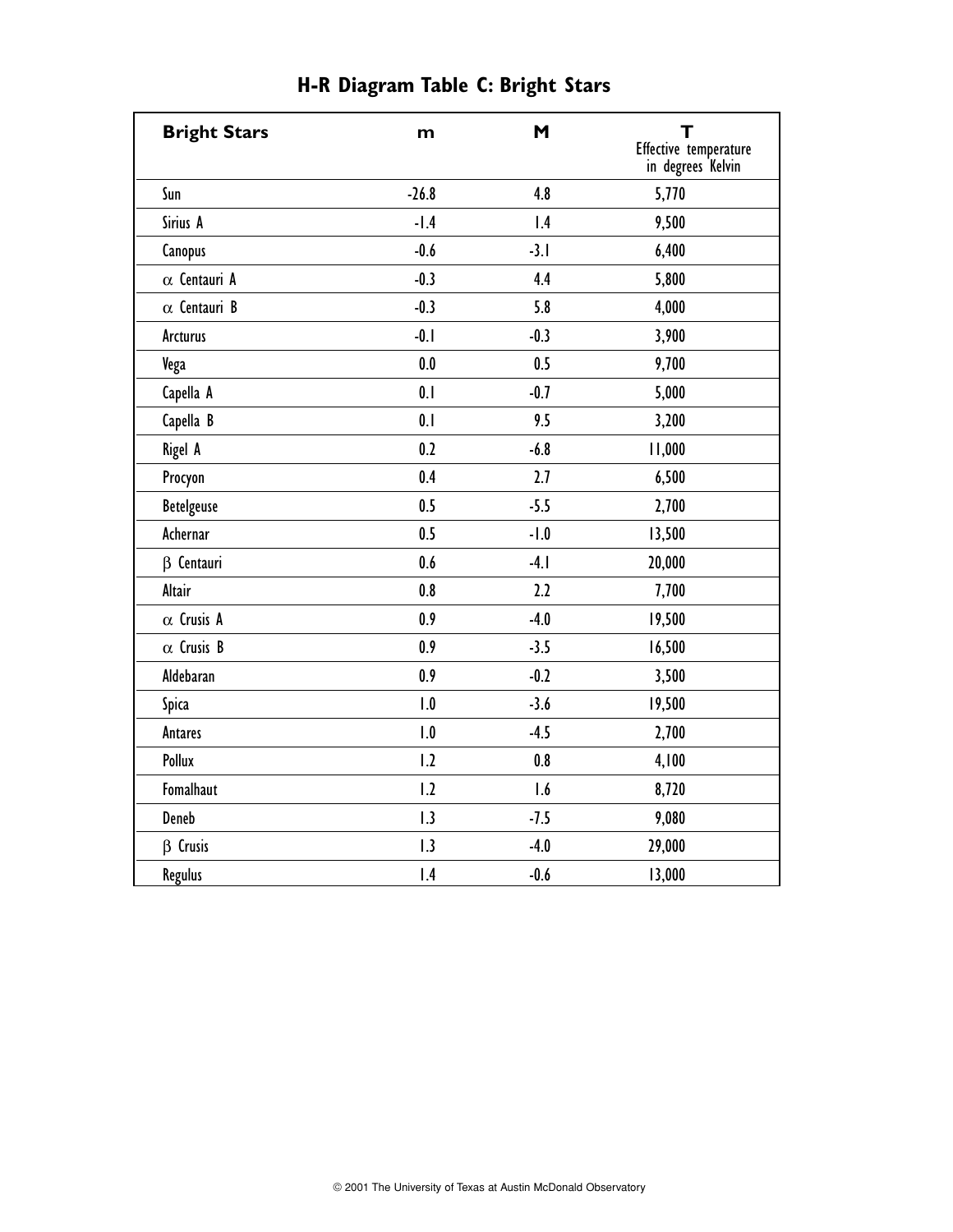## H-R Diagram Table C: Bright Stars

| Bright Stars | m | M | T Effective temperature in degrees Kelvin |
|---|---|---|---|
| Sun | -26.8 | 4.8 | 5,770 |
| Sirius A | -1.4 | 1.4 | 9,500 |
| Canopus | -0.6 | -3.1 | 6,400 |
| $\alpha$ Centauri A | -0.3 | 4.4 | 5,800 |
| $\alpha$ Centauri B | -0.3 | 5.8 | 4,000 |
| Arcturus | -0.1 | -0.3 | 3,900 |
| Vega | 0.0 | 0.5 | 9,700 |
| Capella A | 0.1 | -0.7 | 5,000 |
| Capella B | 0.1 | 9.5 | 3,200 |
| Rigel A | 0.2 | -6.8 | 11,000 |
| Procyon | 0.4 | 2.7 | 6,500 |
| Betelgeuse | 0.5 | -5.5 | 2,700 |
| Achernar | 0.5 | -1.0 | 13,500 |
| $\beta$ Centauri | 0.6 | -4.1 | 20,000 |
| Altair | 0.8 | 2.2 | 7,700 |
| $\alpha$ Crusis A | 0.9 | -4.0 | 19,500 |
| $\alpha$ Crusis B | 0.9 | -3.5 | 16,500 |
| Aldebaran | 0.9 | -0.2 | 3,500 |
| Spica | 1.0 | -3.6 | 19,500 |
| Antares | 1.0 | -4.5 | 2,700 |
| Pollux | 1.2 | 0.8 | 4,100 |
| Fomalhaut | 1.2 | 1.6 | 8,720 |
| Deneb | 1.3 | -7.5 | 9,080 |
| $\beta$ Crusis | 1.3 | -4.0 | 29,000 |
| Regulus | 1.4 | -0.6 | 13,000 |

© 2001 The University of Texas at Austin McDonald Observatory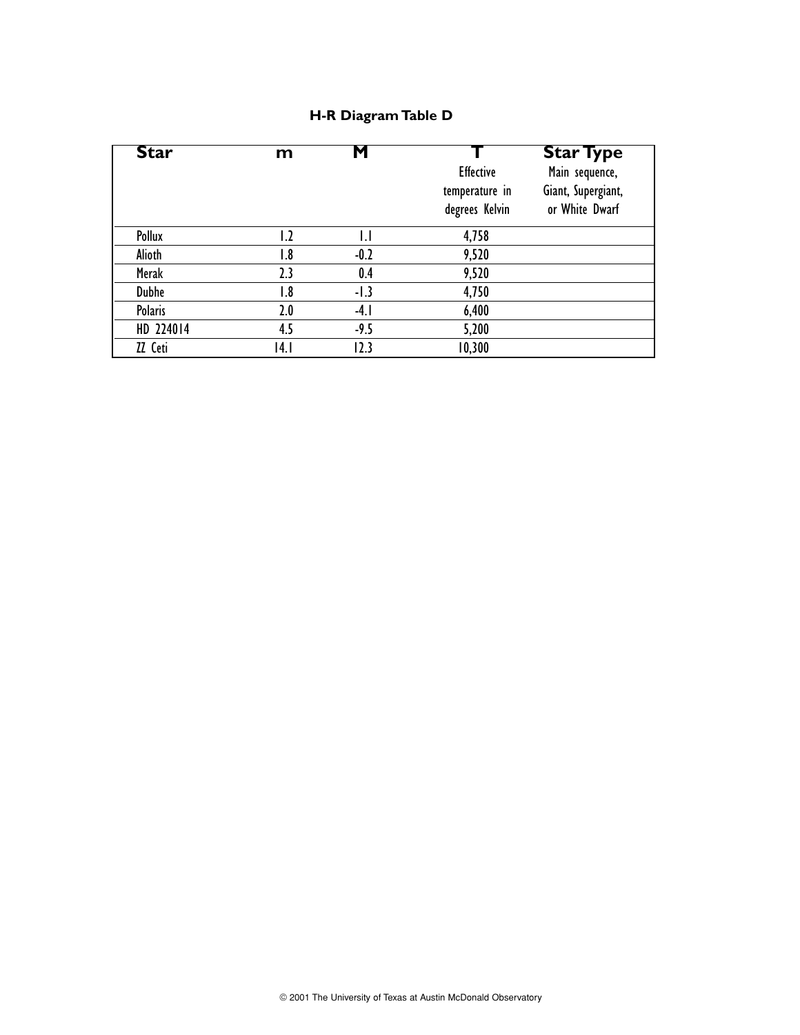## H-R Diagram Table D

| Star | m | M | T<br>Effective temperature in degrees Kelvin | Star Type<br>Main sequence, Giant, Supergiant, or White Dwarf |
|---|---|---|---|---|
| Pollux | 1.2 | 1.1 | 4,758 | |
| Alioth | 1.8 | -0.2 | 9,520 | |
| Merak | 2.3 | 0.4 | 9,520 | |
| Dubhe | 1.8 | -1.3 | 4,750 | |
| Polaris | 2.0 | -4.1 | 6,400 | |
| HD 224014 | 4.5 | -9.5 | 5,200 | |
| ZZ Ceti | 14.1 | 12.3 | 10,300 | |

© 2001 The University of Texas at Austin McDonald Observatory